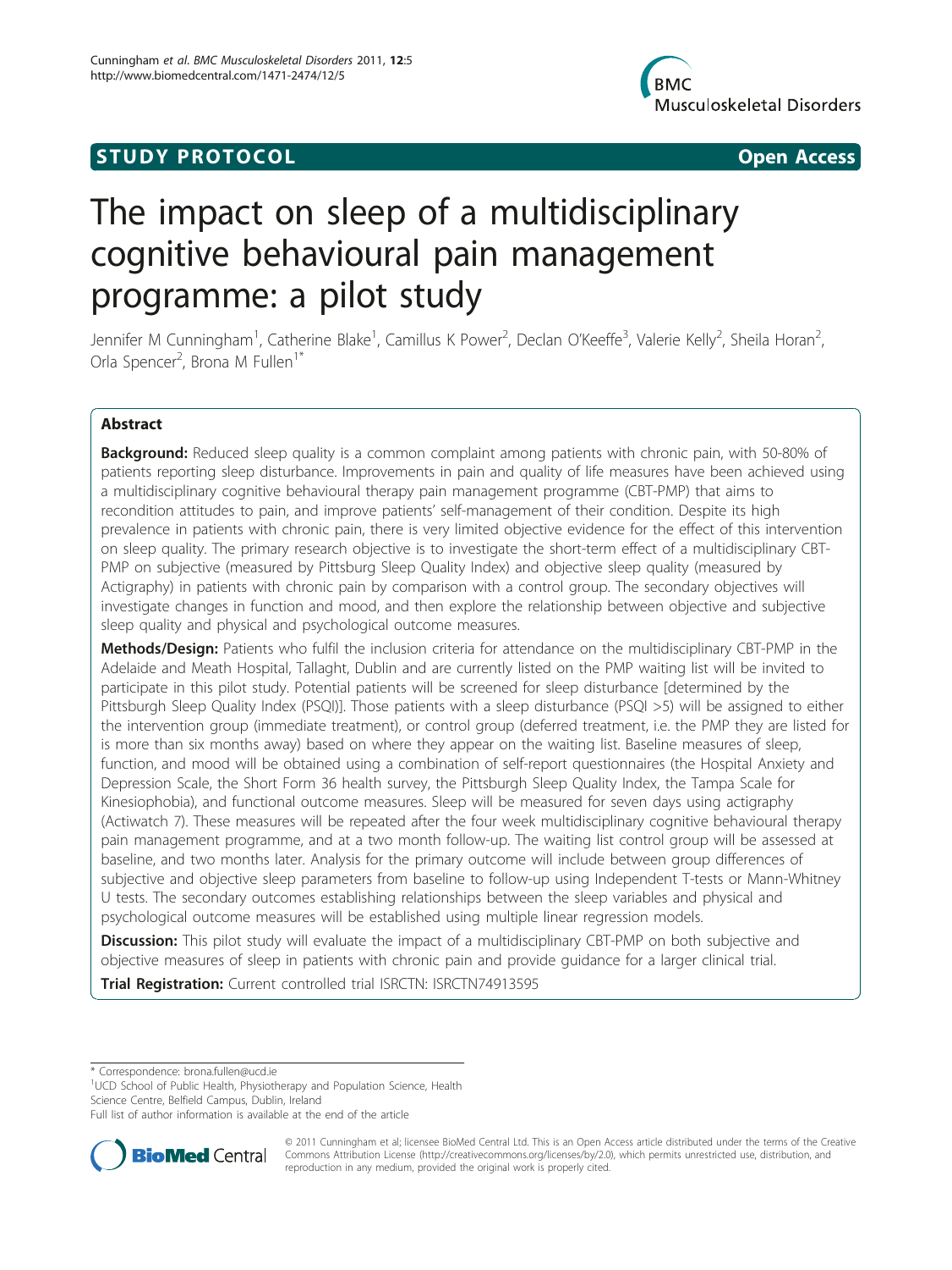STUDY PROTOCOL Open Access

# The impact on sleep of a multidisciplinary cognitive behavioural pain management programme: a pilot study

Jennifer M Cunningham[1], Catherine Blake[1], Camillus K Power[2], Declan O'Keeffe[3], Valerie Kelly[2], Sheila Horan[2], Orla Spencer[2], Brona M Fullen[1*]

## Abstract

**Background:** Reduced sleep quality is a common complaint among patients with chronic pain, with 50-80% of patients reporting sleep disturbance. Improvements in pain and quality of life measures have been achieved using a multidisciplinary cognitive behavioural therapy pain management programme (CBT-PMP) that aims to recondition attitudes to pain, and improve patients' self-management of their condition. Despite its high prevalence in patients with chronic pain, there is very limited objective evidence for the effect of this intervention on sleep quality. The primary research objective is to investigate the short-term effect of a multidisciplinary CBT-PMP on subjective (measured by Pittsburg Sleep Quality Index) and objective sleep quality (measured by Actigraphy) in patients with chronic pain by comparison with a control group. The secondary objectives will investigate changes in function and mood, and then explore the relationship between objective and subjective sleep quality and physical and psychological outcome measures.

**Methods/Design:** Patients who fulfil the inclusion criteria for attendance on the multidisciplinary CBT-PMP in the Adelaide and Meath Hospital, Tallaght, Dublin and are currently listed on the PMP waiting list will be invited to participate in this pilot study. Potential patients will be screened for sleep disturbance [determined by the Pittsburgh Sleep Quality Index (PSQI)]. Those patients with a sleep disturbance (PSQI >5) will be assigned to either the intervention group (immediate treatment), or control group (deferred treatment, i.e. the PMP they are listed for is more than six months away) based on where they appear on the waiting list. Baseline measures of sleep, function, and mood will be obtained using a combination of self-report questionnaires (the Hospital Anxiety and Depression Scale, the Short Form 36 health survey, the Pittsburgh Sleep Quality Index, the Tampa Scale for Kinesiophobia), and functional outcome measures. Sleep will be measured for seven days using actigraphy (Actiwatch 7). These measures will be repeated after the four week multidisciplinary cognitive behavioural therapy pain management programme, and at a two month follow-up. The waiting list control group will be assessed at baseline, and two months later. Analysis for the primary outcome will include between group differences of subjective and objective sleep parameters from baseline to follow-up using Independent T-tests or Mann-Whitney U tests. The secondary outcomes establishing relationships between the sleep variables and physical and psychological outcome measures will be established using multiple linear regression models.

**Discussion:** This pilot study will evaluate the impact of a multidisciplinary CBT-PMP on both subjective and objective measures of sleep in patients with chronic pain and provide guidance for a larger clinical trial.

**Trial Registration:** Current controlled trial ISRCTN: ISRCTN74913595

\* Correspondence: brona.fullen@ucd.ie

[1]UCD School of Public Health, Physiotherapy and Population Science, Health Science Centre, Belfield Campus, Dublin, Ireland

Full list of author information is available at the end of the article

© 2011 Cunningham et al; licensee BioMed Central Ltd. This is an Open Access article distributed under the terms of the Creative Commons Attribution License (http://creativecommons.org/licenses/by/2.0), which permits unrestricted use, distribution, and reproduction in any medium, provided the original work is properly cited.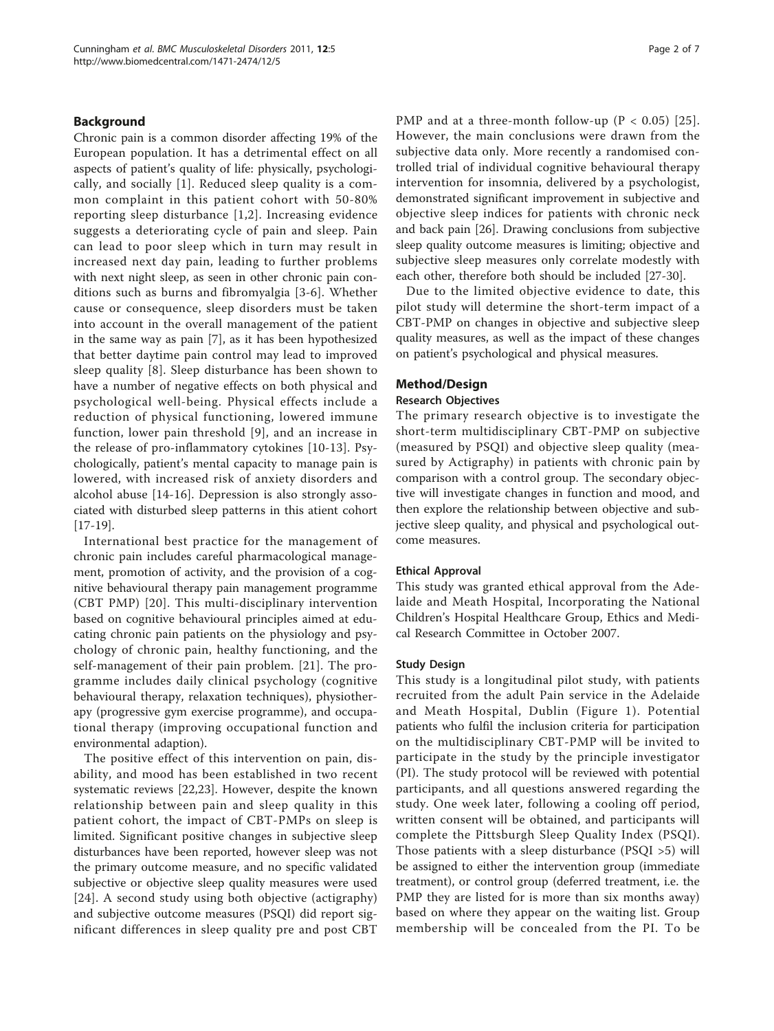## Background

Chronic pain is a common disorder affecting 19% of the European population. It has a detrimental effect on all aspects of patient's quality of life: physically, psychologically, and socially [1]. Reduced sleep quality is a common complaint in this patient cohort with 50-80% reporting sleep disturbance [1,2]. Increasing evidence suggests a deteriorating cycle of pain and sleep. Pain can lead to poor sleep which in turn may result in increased next day pain, leading to further problems with next night sleep, as seen in other chronic pain conditions such as burns and fibromyalgia [3-6]. Whether cause or consequence, sleep disorders must be taken into account in the overall management of the patient in the same way as pain [7], as it has been hypothesized that better daytime pain control may lead to improved sleep quality [8]. Sleep disturbance has been shown to have a number of negative effects on both physical and psychological well-being. Physical effects include a reduction of physical functioning, lowered immune function, lower pain threshold [9], and an increase in the release of pro-inflammatory cytokines [10-13]. Psychologically, patient's mental capacity to manage pain is lowered, with increased risk of anxiety disorders and alcohol abuse [14-16]. Depression is also strongly associated with disturbed sleep patterns in this atient cohort [17-19].

International best practice for the management of chronic pain includes careful pharmacological management, promotion of activity, and the provision of a cognitive behavioural therapy pain management programme (CBT PMP) [20]. This multi-disciplinary intervention based on cognitive behavioural principles aimed at educating chronic pain patients on the physiology and psychology of chronic pain, healthy functioning, and the self-management of their pain problem. [21]. The programme includes daily clinical psychology (cognitive behavioural therapy, relaxation techniques), physiotherapy (progressive gym exercise programme), and occupational therapy (improving occupational function and environmental adaption).

The positive effect of this intervention on pain, disability, and mood has been established in two recent systematic reviews [22,23]. However, despite the known relationship between pain and sleep quality in this patient cohort, the impact of CBT-PMPs on sleep is limited. Significant positive changes in subjective sleep disturbances have been reported, however sleep was not the primary outcome measure, and no specific validated subjective or objective sleep quality measures were used [24]. A second study using both objective (actigraphy) and subjective outcome measures (PSQI) did report significant differences in sleep quality pre and post CBT PMP and at a three-month follow-up ($P < 0.05$) [25]. However, the main conclusions were drawn from the subjective data only. More recently a randomised controlled trial of individual cognitive behavioural therapy intervention for insomnia, delivered by a psychologist, demonstrated significant improvement in subjective and objective sleep indices for patients with chronic neck and back pain [26]. Drawing conclusions from subjective sleep quality outcome measures is limiting; objective and subjective sleep measures only correlate modestly with each other, therefore both should be included [27-30].

Due to the limited objective evidence to date, this pilot study will determine the short-term impact of a CBT-PMP on changes in objective and subjective sleep quality measures, as well as the impact of these changes on patient's psychological and physical measures.

## Method/Design

### Research Objectives

The primary research objective is to investigate the short-term multidisciplinary CBT-PMP on subjective (measured by PSQI) and objective sleep quality (measured by Actigraphy) in patients with chronic pain by comparison with a control group. The secondary objective will investigate changes in function and mood, and then explore the relationship between objective and subjective sleep quality, and physical and psychological outcome measures.

### Ethical Approval

This study was granted ethical approval from the Adelaide and Meath Hospital, Incorporating the National Children's Hospital Healthcare Group, Ethics and Medical Research Committee in October 2007.

### Study Design

This study is a longitudinal pilot study, with patients recruited from the adult Pain service in the Adelaide and Meath Hospital, Dublin (Figure 1). Potential patients who fulfil the inclusion criteria for participation on the multidisciplinary CBT-PMP will be invited to participate in the study by the principle investigator (PI). The study protocol will be reviewed with potential participants, and all questions answered regarding the study. One week later, following a cooling off period, written consent will be obtained, and participants will complete the Pittsburgh Sleep Quality Index (PSQI). Those patients with a sleep disturbance (PSQI >5) will be assigned to either the intervention group (immediate treatment), or control group (deferred treatment, i.e. the PMP they are listed for is more than six months away) based on where they appear on the waiting list. Group membership will be concealed from the PI. To be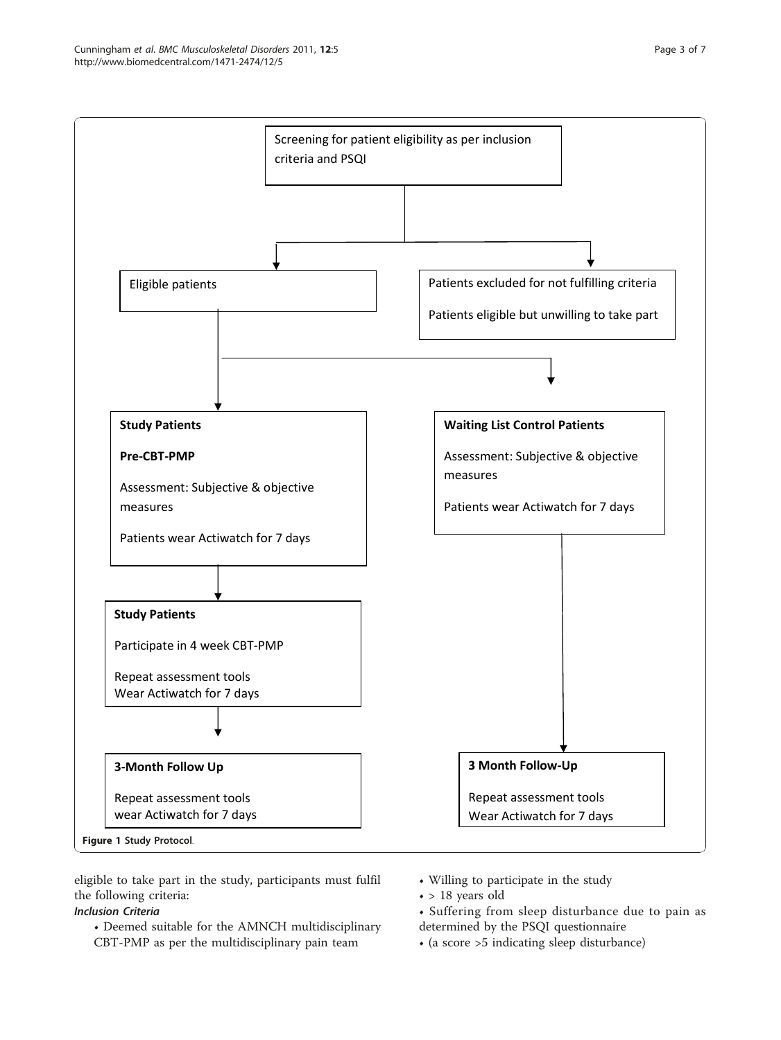Screening for patient eligibility as per inclusion criteria and PSQI

Eligible patients

Patients excluded for not fulfilling criteria

Patients eligible but unwilling to take part

**Study Patients**

**Pre-CBT-PMP**

Assessment: Subjective & objective measures

Patients wear Actiwatch for 7 days

**Waiting List Control Patients**

Assessment: Subjective & objective measures

Patients wear Actiwatch for 7 days

**Study Patients**

Participate in 4 week CBT-PMP

Repeat assessment tools
Wear Actiwatch for 7 days

**3-Month Follow Up**

Repeat assessment tools
wear Actiwatch for 7 days

**3 Month Follow-Up**

Repeat assessment tools
Wear Actiwatch for 7 days

**Figure 1 Study Protocol**.

eligible to take part in the study, participants must fulfil the following criteria:

***Inclusion Criteria***

- Deemed suitable for the AMNCH multidisciplinary CBT-PMP as per the multidisciplinary pain team
- Willing to participate in the study
- > 18 years old
- Suffering from sleep disturbance due to pain as determined by the PSQI questionnaire
- (a score >5 indicating sleep disturbance)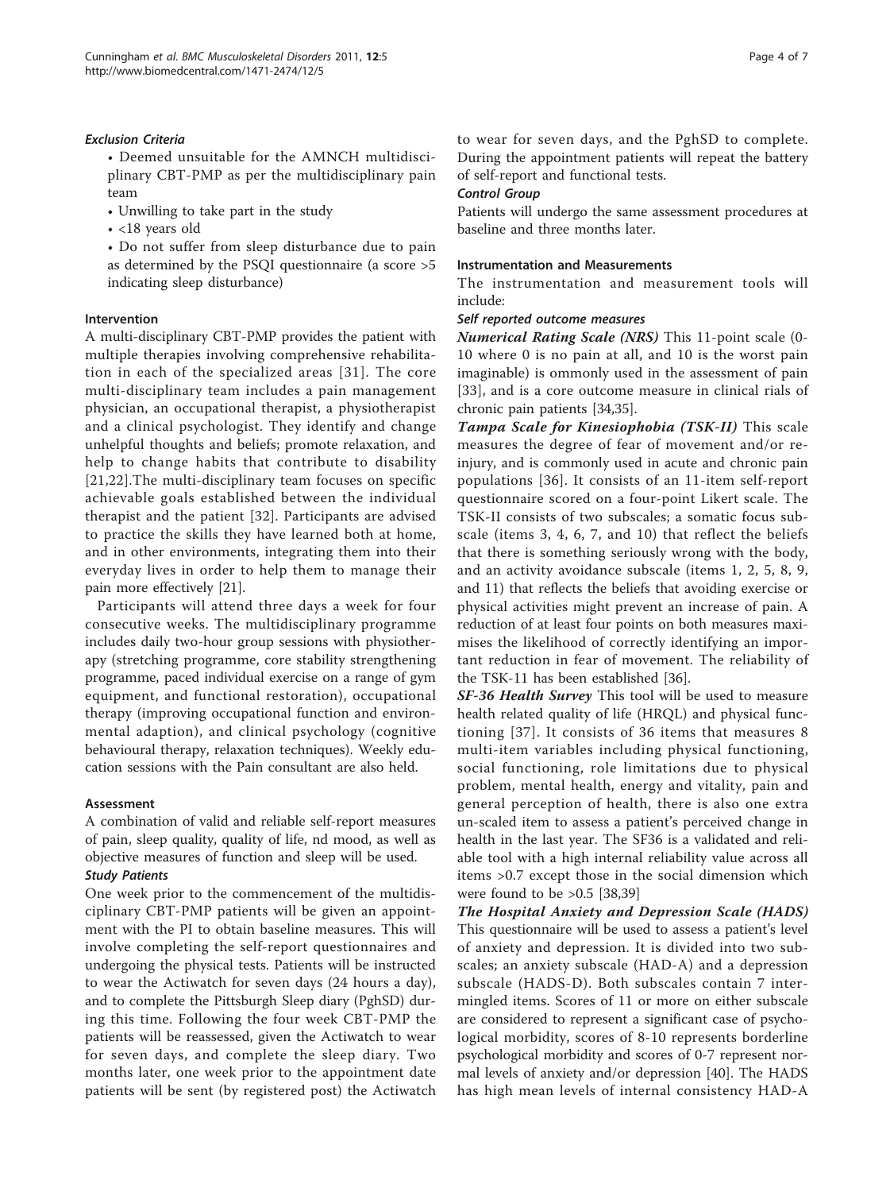#### *Exclusion Criteria*

- Deemed unsuitable for the AMNCH multidisciplinary CBT-PMP as per the multidisciplinary pain team
- Unwilling to take part in the study
- <18 years old
- Do not suffer from sleep disturbance due to pain as determined by the PSQI questionnaire (a score >5 indicating sleep disturbance)

### Intervention

A multi-disciplinary CBT-PMP provides the patient with multiple therapies involving comprehensive rehabilitation in each of the specialized areas [31]. The core multi-disciplinary team includes a pain management physician, an occupational therapist, a physiotherapist and a clinical psychologist. They identify and change unhelpful thoughts and beliefs; promote relaxation, and help to change habits that contribute to disability [21,22].The multi-disciplinary team focuses on specific achievable goals established between the individual therapist and the patient [32]. Participants are advised to practice the skills they have learned both at home, and in other environments, integrating them into their everyday lives in order to help them to manage their pain more effectively [21].

Participants will attend three days a week for four consecutive weeks. The multidisciplinary programme includes daily two-hour group sessions with physiotherapy (stretching programme, core stability strengthening programme, paced individual exercise on a range of gym equipment, and functional restoration), occupational therapy (improving occupational function and environmental adaption), and clinical psychology (cognitive behavioural therapy, relaxation techniques). Weekly education sessions with the Pain consultant are also held.

### Assessment

A combination of valid and reliable self-report measures of pain, sleep quality, quality of life, nd mood, as well as objective measures of function and sleep will be used.

#### *Study Patients*

One week prior to the commencement of the multidisciplinary CBT-PMP patients will be given an appointment with the PI to obtain baseline measures. This will involve completing the self-report questionnaires and undergoing the physical tests. Patients will be instructed to wear the Actiwatch for seven days (24 hours a day), and to complete the Pittsburgh Sleep diary (PghSD) during this time. Following the four week CBT-PMP the patients will be reassessed, given the Actiwatch to wear for seven days, and complete the sleep diary. Two months later, one week prior to the appointment date patients will be sent (by registered post) the Actiwatch to wear for seven days, and the PghSD to complete. During the appointment patients will repeat the battery of self-report and functional tests.

#### *Control Group*

Patients will undergo the same assessment procedures at baseline and three months later.

### Instrumentation and Measurements

The instrumentation and measurement tools will include:

#### *Self reported outcome measures*

***Numerical Rating Scale (NRS)*** This 11-point scale (0-10 where 0 is no pain at all, and 10 is the worst pain imaginable) is ommonly used in the assessment of pain [33], and is a core outcome measure in clinical rials of chronic pain patients [34,35].

***Tampa Scale for Kinesiophobia (TSK-II)*** This scale measures the degree of fear of movement and/or re-injury, and is commonly used in acute and chronic pain populations [36]. It consists of an 11-item self-report questionnaire scored on a four-point Likert scale. The TSK-II consists of two subscales; a somatic focus subscale (items 3, 4, 6, 7, and 10) that reflect the beliefs that there is something seriously wrong with the body, and an activity avoidance subscale (items 1, 2, 5, 8, 9, and 11) that reflects the beliefs that avoiding exercise or physical activities might prevent an increase of pain. A reduction of at least four points on both measures maximises the likelihood of correctly identifying an important reduction in fear of movement. The reliability of the TSK-11 has been established [36].

***SF-36 Health Survey*** This tool will be used to measure health related quality of life (HRQL) and physical functioning [37]. It consists of 36 items that measures 8 multi-item variables including physical functioning, social functioning, role limitations due to physical problem, mental health, energy and vitality, pain and general perception of health, there is also one extra un-scaled item to assess a patient's perceived change in health in the last year. The SF36 is a validated and reliable tool with a high internal reliability value across all items >0.7 except those in the social dimension which were found to be >0.5 [38,39]

***The Hospital Anxiety and Depression Scale (HADS)*** This questionnaire will be used to assess a patient's level of anxiety and depression. It is divided into two subscales; an anxiety subscale (HAD-A) and a depression subscale (HADS-D). Both subscales contain 7 intermingled items. Scores of 11 or more on either subscale are considered to represent a significant case of psychological morbidity, scores of 8-10 represents borderline psychological morbidity and scores of 0-7 represent normal levels of anxiety and/or depression [40]. The HADS has high mean levels of internal consistency HAD-A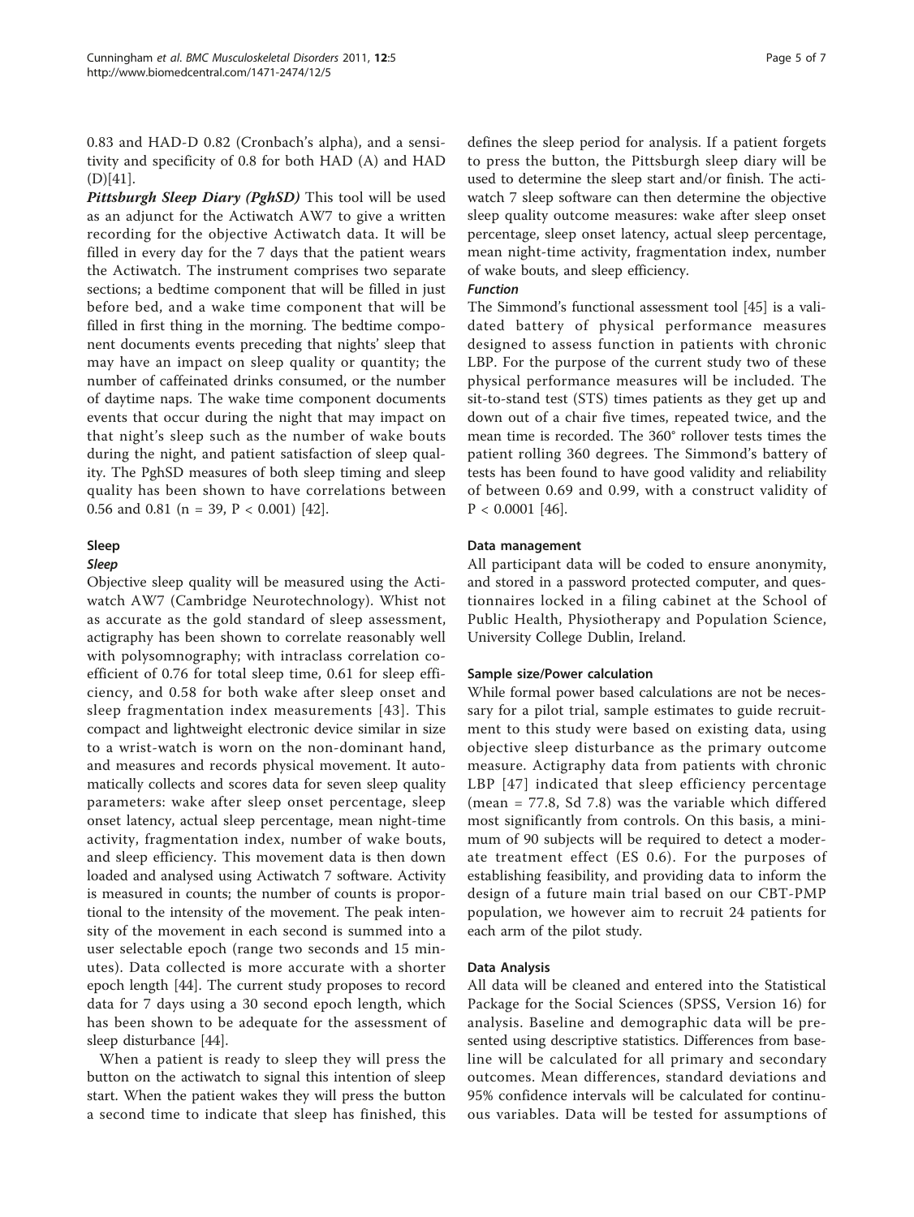0.83 and HAD-D 0.82 (Cronbach's alpha), and a sensitivity and specificity of 0.8 for both HAD (A) and HAD (D)[41].

***Pittsburgh Sleep Diary (PghSD)*** This tool will be used as an adjunct for the Actiwatch AW7 to give a written recording for the objective Actiwatch data. It will be filled in every day for the 7 days that the patient wears the Actiwatch. The instrument comprises two separate sections; a bedtime component that will be filled in just before bed, and a wake time component that will be filled in first thing in the morning. The bedtime component documents events preceding that nights' sleep that may have an impact on sleep quality or quantity; the number of caffeinated drinks consumed, or the number of daytime naps. The wake time component documents events that occur during the night that may impact on that night's sleep such as the number of wake bouts during the night, and patient satisfaction of sleep quality. The PghSD measures of both sleep timing and sleep quality has been shown to have correlations between 0.56 and 0.81 (n = 39, P < 0.001) [42].

## Sleep

### *Sleep*

Objective sleep quality will be measured using the Actiwatch AW7 (Cambridge Neurotechnology). Whist not as accurate as the gold standard of sleep assessment, actigraphy has been shown to correlate reasonably well with polysomnography; with intraclass correlation coefficient of 0.76 for total sleep time, 0.61 for sleep efficiency, and 0.58 for both wake after sleep onset and sleep fragmentation index measurements [43]. This compact and lightweight electronic device similar in size to a wrist-watch is worn on the non-dominant hand, and measures and records physical movement. It automatically collects and scores data for seven sleep quality parameters: wake after sleep onset percentage, sleep onset latency, actual sleep percentage, mean night-time activity, fragmentation index, number of wake bouts, and sleep efficiency. This movement data is then down loaded and analysed using Actiwatch 7 software. Activity is measured in counts; the number of counts is proportional to the intensity of the movement. The peak intensity of the movement in each second is summed into a user selectable epoch (range two seconds and 15 minutes). Data collected is more accurate with a shorter epoch length [44]. The current study proposes to record data for 7 days using a 30 second epoch length, which has been shown to be adequate for the assessment of sleep disturbance [44].

When a patient is ready to sleep they will press the button on the actiwatch to signal this intention of sleep start. When the patient wakes they will press the button a second time to indicate that sleep has finished, this defines the sleep period for analysis. If a patient forgets to press the button, the Pittsburgh sleep diary will be used to determine the sleep start and/or finish. The actiwatch 7 sleep software can then determine the objective sleep quality outcome measures: wake after sleep onset percentage, sleep onset latency, actual sleep percentage, mean night-time activity, fragmentation index, number of wake bouts, and sleep efficiency.

### *Function*

The Simmond's functional assessment tool [45] is a validated battery of physical performance measures designed to assess function in patients with chronic LBP. For the purpose of the current study two of these physical performance measures will be included. The sit-to-stand test (STS) times patients as they get up and down out of a chair five times, repeated twice, and the mean time is recorded. The 360° rollover tests times the patient rolling 360 degrees. The Simmond's battery of tests has been found to have good validity and reliability of between 0.69 and 0.99, with a construct validity of P < 0.0001 [46].

## Data management

All participant data will be coded to ensure anonymity, and stored in a password protected computer, and questionnaires locked in a filing cabinet at the School of Public Health, Physiotherapy and Population Science, University College Dublin, Ireland.

## Sample size/Power calculation

While formal power based calculations are not be necessary for a pilot trial, sample estimates to guide recruitment to this study were based on existing data, using objective sleep disturbance as the primary outcome measure. Actigraphy data from patients with chronic LBP [47] indicated that sleep efficiency percentage (mean = 77.8, Sd 7.8) was the variable which differed most significantly from controls. On this basis, a minimum of 90 subjects will be required to detect a moderate treatment effect (ES 0.6). For the purposes of establishing feasibility, and providing data to inform the design of a future main trial based on our CBT-PMP population, we however aim to recruit 24 patients for each arm of the pilot study.

## Data Analysis

All data will be cleaned and entered into the Statistical Package for the Social Sciences (SPSS, Version 16) for analysis. Baseline and demographic data will be presented using descriptive statistics. Differences from baseline will be calculated for all primary and secondary outcomes. Mean differences, standard deviations and 95% confidence intervals will be calculated for continuous variables. Data will be tested for assumptions of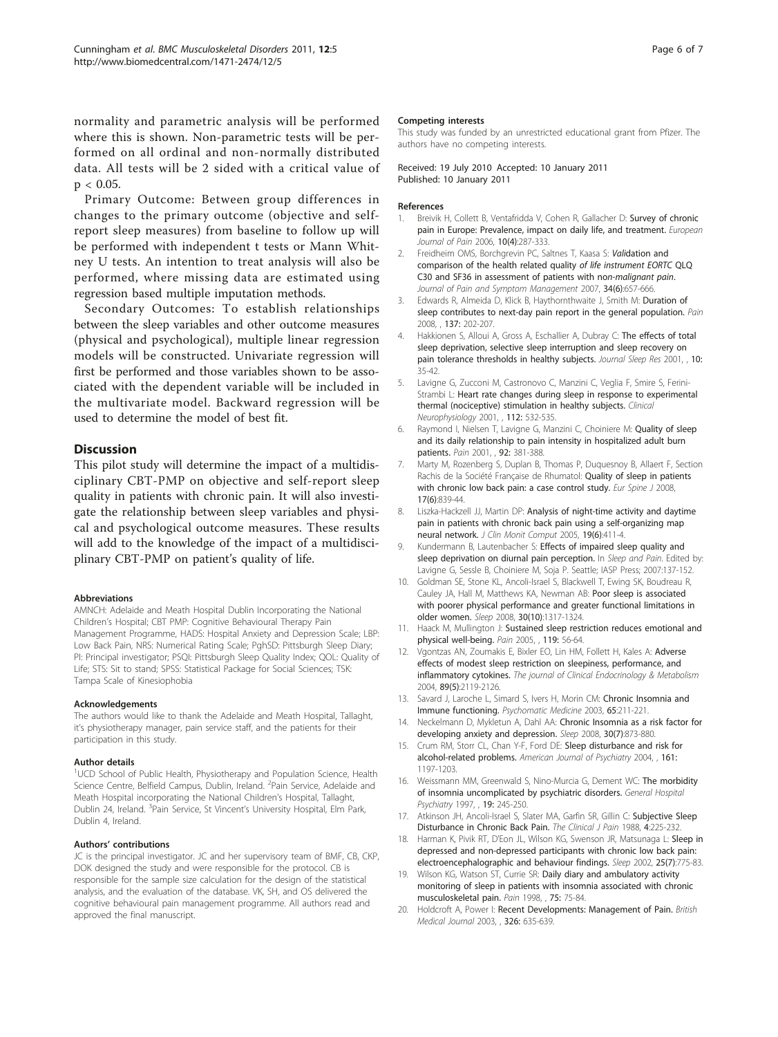normality and parametric analysis will be performed where this is shown. Non-parametric tests will be performed on all ordinal and non-normally distributed data. All tests will be 2 sided with a critical value of $p < 0.05$.

Primary Outcome: Between group differences in changes to the primary outcome (objective and self-report sleep measures) from baseline to follow up will be performed with independent t tests or Mann Whitney U tests. An intention to treat analysis will also be performed, where missing data are estimated using regression based multiple imputation methods.

Secondary Outcomes: To establish relationships between the sleep variables and other outcome measures (physical and psychological), multiple linear regression models will be constructed. Univariate regression will first be performed and those variables shown to be associated with the dependent variable will be included in the multivariate model. Backward regression will be used to determine the model of best fit.

## Discussion

This pilot study will determine the impact of a multidisciplinary CBT-PMP on objective and self-report sleep quality in patients with chronic pain. It will also investigate the relationship between sleep variables and physical and psychological outcome measures. These results will add to the knowledge of the impact of a multidisciplinary CBT-PMP on patient's quality of life.

#### Abbreviations

AMNCH: Adelaide and Meath Hospital Dublin Incorporating the National Children's Hospital; CBT PMP: Cognitive Behavioural Therapy Pain Management Programme, HADS: Hospital Anxiety and Depression Scale; LBP: Low Back Pain, NRS: Numerical Rating Scale; PghSD: Pittsburgh Sleep Diary; PI: Principal investigator; PSQI: Pittsburgh Sleep Quality Index; QOL: Quality of Life; STS: Sit to stand; SPSS: Statistical Package for Social Sciences; TSK: Tampa Scale of Kinesiophobia

#### Acknowledgements

The authors would like to thank the Adelaide and Meath Hospital, Tallaght, it's physiotherapy manager, pain service staff, and the patients for their participation in this study.

#### Author details

[1]UCD School of Public Health, Physiotherapy and Population Science, Health Science Centre, Belfield Campus, Dublin, Ireland. [2]Pain Service, Adelaide and Meath Hospital incorporating the National Children's Hospital, Tallaght, Dublin 24, Ireland. [3]Pain Service, St Vincent's University Hospital, Elm Park, Dublin 4, Ireland.

#### Authors' contributions

JC is the principal investigator. JC and her supervisory team of BMF, CB, CKP, DOK designed the study and were responsible for the protocol. CB is responsible for the sample size calculation for the design of the statistical analysis, and the evaluation of the database. VK, SH, and OS delivered the cognitive behavioural pain management programme. All authors read and approved the final manuscript.

#### Competing interests

This study was funded by an unrestricted educational grant from Pfizer. The authors have no competing interests.

Received: 19 July 2010 Accepted: 10 January 2011
Published: 10 January 2011

#### References

1. Breivik H, Collett B, Ventafridda V, Cohen R, Gallacher D: **Survey of chronic pain in Europe: Prevalence, impact on daily life, and treatment.** *European Journal of Pain* 2006, **10(4)**:287-333.
2. Freidheim OMS, Borchgrevin PC, Saltnes T, Kaasa S: **Validation and comparison of the health related quality of life instrument EORTC QLQ C30 and SF36 in assessment of patients with non-malignant pain.** *Journal of Pain and Symptom Management* 2007, **34(6)**:657-666.
3. Edwards R, Almeida D, Klick B, Haythornthwaite J, Smith M: **Duration of sleep contributes to next-day pain report in the general population.** *Pain* 2008, , **137**: 202-207.
4. Hakkionen S, Alloui A, Gross A, Eschallier A, Dubray C: **The effects of total sleep deprivation, selective sleep interruption and sleep recovery on pain tolerance thresholds in healthy subjects.** *Journal Sleep Res* 2001, , **10**: 35-42.
5. Lavigne G, Zucconi M, Castronovo C, Manzini C, Veglia F, Smire S, Ferini-Strambi L: **Heart rate changes during sleep in response to experimental thermal (nociceptive) stimulation in healthy subjects.** *Clinical Neurophysiology* 2001, , **112**: 532-535.
6. Raymond I, Nielsen T, Lavigne G, Manzini C, Choiniere M: **Quality of sleep and its daily relationship to pain intensity in hospitalized adult burn patients.** *Pain* 2001, , **92**: 381-388.
7. Marty M, Rozenberg S, Duplan B, Thomas P, Duquesnoy B, Allaert F, Section Rachis de la Société Française de Rhumatol: **Quality of sleep in patients with chronic low back pain: a case control study.** *Eur Spine J* 2008, **17(6)**:839-44.
8. Liszka-Hackzell JJ, Martin DP: **Analysis of night-time activity and daytime pain in patients with chronic back pain using a self-organizing map neural network.** *J Clin Monit Comput* 2005, **19(6)**:411-4.
9. Kundermann B, Lautenbacher S: **Effects of impaired sleep quality and sleep deprivation on diurnal pain perception.** In *Sleep and Pain.* Edited by: Lavigne G, Sessle B, Choiniere M, Soja P. Seattle; IASP Press; 2007:137-152.
10. Goldman SE, Stone KL, Ancoli-Israel S, Blackwell T, Ewing SK, Boudreau R, Cauley JA, Hall M, Matthews KA, Newman AB: **Poor sleep is associated with poorer physical performance and greater functional limitations in older women.** *Sleep* 2008, **30(10)**:1317-1324.
11. Haack M, Mullington J: **Sustained sleep restriction reduces emotional and physical well-being.** *Pain* 2005, , **119**: 56-64.
12. Vgontzas AN, Zoumakis E, Bixler EO, Lin HM, Follett H, Kales A: **Adverse effects of modest sleep restriction on sleepiness, performance, and inflammatory cytokines.** *The journal of Clinical Endocrinology & Metabolism* 2004, **89(5)**:2119-2126.
13. Savard J, Laroche L, Simard S, Ivers H, Morin CM: **Chronic Insomnia and Immune functioning.** *Psychomatic Medicine* 2003, **65**:211-221.
14. Neckelmann D, Mykletun A, Dahl AA: **Chronic Insomnia as a risk factor for developing anxiety and depression.** *Sleep* 2008, **30(7)**:873-880.
15. Crum RM, Storr CL, Chan Y-F, Ford DE: **Sleep disturbance and risk for alcohol-related problems.** *American Journal of Psychiatry* 2004, , **161**: 1197-1203.
16. Weissmann MM, Greenwald S, Nino-Murcia G, Dement WC: **The morbidity of insomnia uncomplicated by psychiatric disorders.** *General Hospital Psychiatry* 1997, , **19**: 245-250.
17. Atkinson JH, Ancoli-Israel S, Slater MA, Garfin SR, Gillin C: **Subjective Sleep Disturbance in Chronic Back Pain.** *The Clinical J Pain* 1988, **4**:225-232.
18. Harman K, Pivik RT, D'Eon JL, Wilson KG, Swenson JR, Matsunaga L: **Sleep in depressed and non-depressed participants with chronic low back pain: electroencephalographic and behaviour findings.** *Sleep* 2002, **25(7)**:775-83.
19. Wilson KG, Watson ST, Currie SR: **Daily diary and ambulatory activity monitoring of sleep in patients with insomnia associated with chronic musculoskeletal pain.** *Pain* 1998, , **75**: 75-84.
20. Holdcroft A, Power I: **Recent Developments: Management of Pain.** *British Medical Journal* 2003, , **326**: 635-639.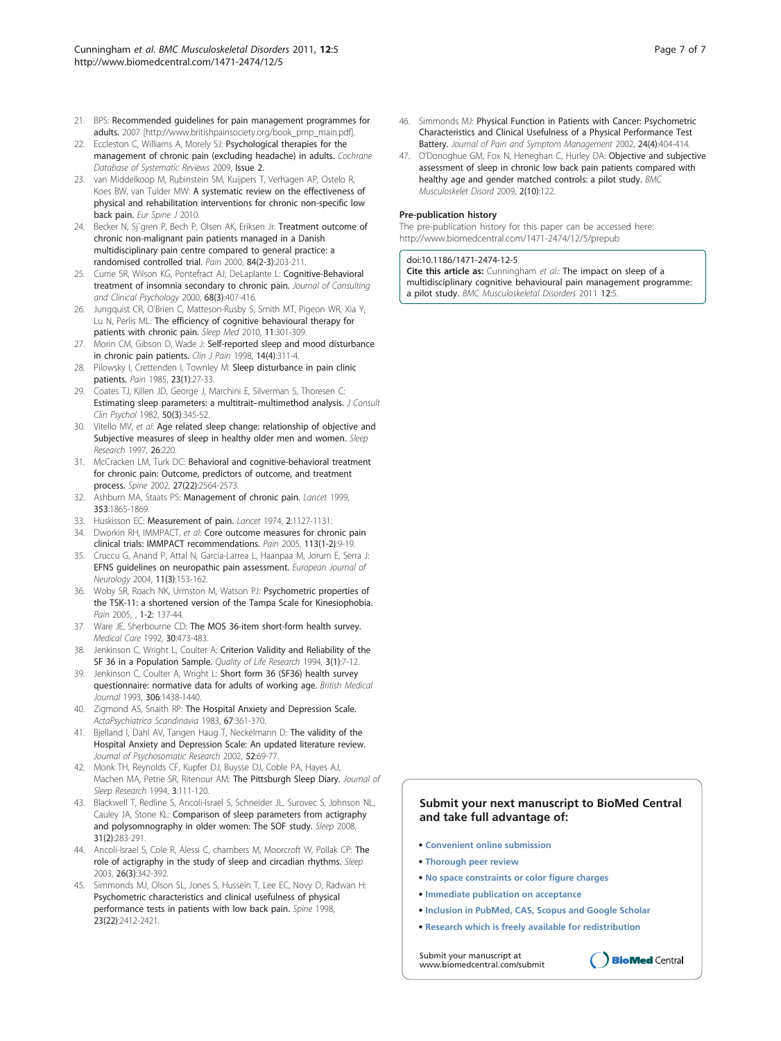21. BPS: **Recommended guidelines for pain management programmes for adults.** 2007 [http://www.britishpainsociety.org/book_pmp_main.pdf].
22. Eccleston C, Williams A, Morely SJ: **Psychological therapies for the management of chronic pain (excluding headache) in adults.** *Cochrane Database of Systematic Reviews* 2009, **Issue 2.**
23. van Middelkoop M, Rubinstein SM, Kuijpers T, Verhagen AP, Ostelo R, Koes BW, van Tulder MW: **A systematic review on the effectiveness of physical and rehabilitation interventions for chronic non-specific low back pain.** *Eur Spine J* 2010.
24. Becker N, Sj¨gren P, Bech P, Olsen AK, Eriksen Jr: **Treatment outcome of chronic non-malignant pain patients managed in a Danish multidisciplinary pain centre compared to general practice: a randomised controlled trial.** *Pain* 2000, **84(2-3)**:203-211.
25. Currie SR, Wilson KG, Pontefract AJ, DeLaplante L: **Cognitive-Behavioral treatment of insomnia secondary to chronic pain.** *Journal of Consulting and Clinical Psychology* 2000, **68(3)**:407-416.
26. Jungquist CR, O'Brien C, Matteson-Rusby S, Smith MT, Pigeon WR, Xia Y, Lu N, Perlis ML: **The efficiency of cognitive behavioural therapy for patients with chronic pain.** *Sleep Med* 2010, **11**:301-309.
27. Morin CM, Gibson D, Wade J: **Self-reported sleep and mood disturbance in chronic pain patients.** *Clin J Pain* 1998, **14(4)**:311-4.
28. Pilowsky I, Crettenden I, Townley M: **Sleep disturbance in pain clinic patients.** *Pain* 1985, **23(1)**:27-33.
29. Coates TJ, Killen JD, George J, Marchini E, Silverman S, Thoresen C: **Estimating sleep parameters: a multitrait–multimethod analysis.** *J Consult Clin Psychol* 1982, **50(3)**:345-52.
30. Vitello MV, *et al*: **Age related sleep change: relationship of objective and Subjective measures of sleep in healthy older men and women.** *Sleep Research* 1997, **26**:220.
31. McCracken LM, Turk DC: **Behavioral and cognitive-behavioral treatment for chronic pain: Outcome, predictors of outcome, and treatment process.** *Spine* 2002, **27(22)**:2564-2573.
32. Ashburn MA, Staats PS: **Management of chronic pain.** *Lancet* 1999, **353**:1865-1869.
33. Huskisson EC: **Measurement of pain.** *Lancet* 1974, **2**:1127-1131.
34. Dworkin RH, IMMPACT, *et al*: **Core outcome measures for chronic pain clinical trials: IMMPACT recommendations.** *Pain* 2005, **113(1-2)**:9-19.
35. Cruccu G, Anand P, Attal N, Garcia-Larrea L, Haanpaa M, Jorum E, Serra J: **EFNS guidelines on neuropathic pain assessment.** *European Journal of Neurology* 2004, **11(3)**:153-162.
36. Woby SR, Roach NK, Urmston M, Watson PJ: **Psychometric properties of the TSK-11: a shortened version of the Tampa Scale for Kinesiophobia.** *Pain* 2005, , **1-2**: 137-44.
37. Ware JE, Sherbourne CD: **The MOS 36-item short-form health survey.** *Medical Care* 1992, **30**:473-483.
38. Jenkinson C, Wright L, Coulter A: **Criterion Validity and Reliability of the SF 36 in a Population Sample.** *Quality of Life Research* 1994, **3(1)**:7-12.
39. Jenkinson C, Coulter A, Wright L: **Short form 36 (SF36) health survey questionnaire: normative data for adults of working age.** *British Medical Journal* 1993, **306**:1438-1440.
40. Zigmond AS, Snaith RP: **The Hospital Anxiety and Depression Scale.** *ActaPsychiatrica Scandinavia* 1983, **67**:361-370.
41. Bjelland I, Dahl AV, Tangen Haug T, Neckelmann D: **The validity of the Hospital Anxiety and Depression Scale: An updated literature review.** *Journal of Psychosomatic Research* 2002, **52**:69-77.
42. Monk TH, Reynolds CF, Kupfer DJ, Buysse DJ, Coble PA, Hayes AJ, Machen MA, Petrie SR, Ritenour AM: **The Pittsburgh Sleep Diary.** *Journal of Sleep Research* 1994, **3**:111-120.
43. Blackwell T, Redline S, Ancoli-Israel S, Schneider JL, Surovec S, Johnson NL, Cauley JA, Stone KL: **Comparison of sleep parameters from actigraphy and polysomnography in older women: The SOF study.** *Sleep* 2008, **31(2)**:283-291.
44. Ancoli-Israel S, Cole R, Alessi C, chambers M, Moorcroft W, Pollak CP: **The role of actigraphy in the study of sleep and circadian rhythms.** *Sleep* 2003, **26(3)**:342-392.
45. Simmonds MJ, Olson SL, Jones S, Hussein T, Lee EC, Novy D, Radwan H: **Psychometric characteristics and clinical usefulness of physical performance tests in patients with low back pain.** *Spine* 1998, **23(22)**:2412-2421.
46. Simmonds MJ: **Physical Function in Patients with Cancer: Psychometric Characteristics and Clinical Usefulness of a Physical Performance Test Battery.** *Journal of Pain and Symptom Management* 2002, **24(4)**:404-414.
47. O'Donoghue GM, Fox N, Heneghan C, Hurley DA: **Objective and subjective assessment of sleep in chronic low back pain patients compared with healthy age and gender matched controls: a pilot study.** *BMC Musculoskelet Disord* 2009, **2(10)**:122.

### Pre-publication history

The pre-publication history for this paper can be accessed here:
http://www.biomedcentral.com/1471-2474/12/5/prepub

doi:10.1186/1471-2474-12-5

**Cite this article as:** Cunningham *et al.*: The impact on sleep of a multidisciplinary cognitive behavioural pain management programme: a pilot study. *BMC Musculoskeletal Disorders* 2011 **12**:5.

**Submit your next manuscript to BioMed Central and take full advantage of:**

- **Convenient online submission**
- **Thorough peer review**
- **No space constraints or color figure charges**
- **Immediate publication on acceptance**
- **Inclusion in PubMed, CAS, Scopus and Google Scholar**
- **Research which is freely available for redistribution**

Submit your manuscript at
www.biomedcentral.com/submit

BioMed Central